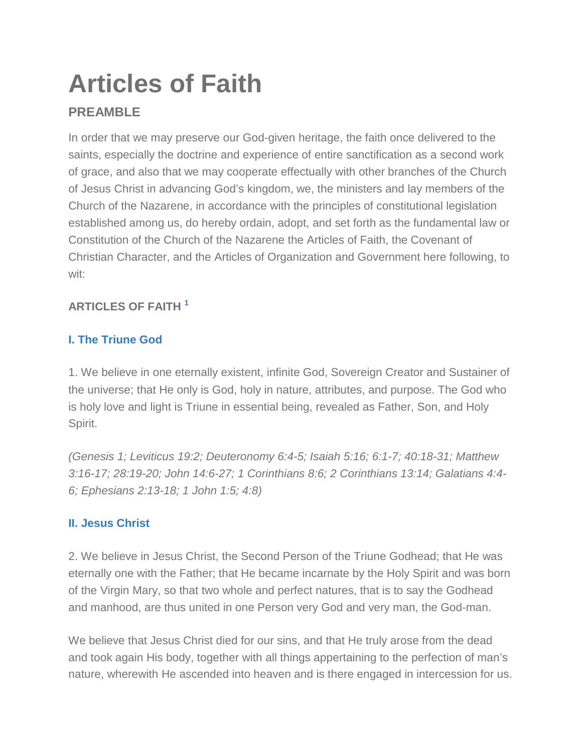# Articles of Faith

## PREAMBLE

In order that we may preserve our God-given heritage, the faith once delivered to the saints, especially the doctrine and experience of entire sanctification as a second work of grace, and also that we may cooperate effectually with other branches of the Church of Jesus Christ in advancing God's kingdom, we, the ministers and lay members of the Church of the Nazarene, in accordance with the principles of constitutional legislation established among us, do hereby ordain, adopt, and set forth as the fundamental law or Constitution of the Church of the Nazarene the Articles of Faith, the Covenant of Christian Character, and the Articles of Organization and Government here following, to wit:

### ARTICLES OF FAITH [1]

#### I. The Triune God

1. We believe in one eternally existent, infinite God, Sovereign Creator and Sustainer of the universe; that He only is God, holy in nature, attributes, and purpose. The God who is holy love and light is Triune in essential being, revealed as Father, Son, and Holy Spirit.

*(Genesis 1; Leviticus 19:2; Deuteronomy 6:4-5; Isaiah 5:16; 6:1-7; 40:18-31; Matthew 3:16-17; 28:19-20; John 14:6-27; 1 Corinthians 8:6; 2 Corinthians 13:14; Galatians 4:4-6; Ephesians 2:13-18; 1 John 1:5; 4:8)*

#### II. Jesus Christ

2. We believe in Jesus Christ, the Second Person of the Triune Godhead; that He was eternally one with the Father; that He became incarnate by the Holy Spirit and was born of the Virgin Mary, so that two whole and perfect natures, that is to say the Godhead and manhood, are thus united in one Person very God and very man, the God-man.

We believe that Jesus Christ died for our sins, and that He truly arose from the dead and took again His body, together with all things appertaining to the perfection of man's nature, wherewith He ascended into heaven and is there engaged in intercession for us.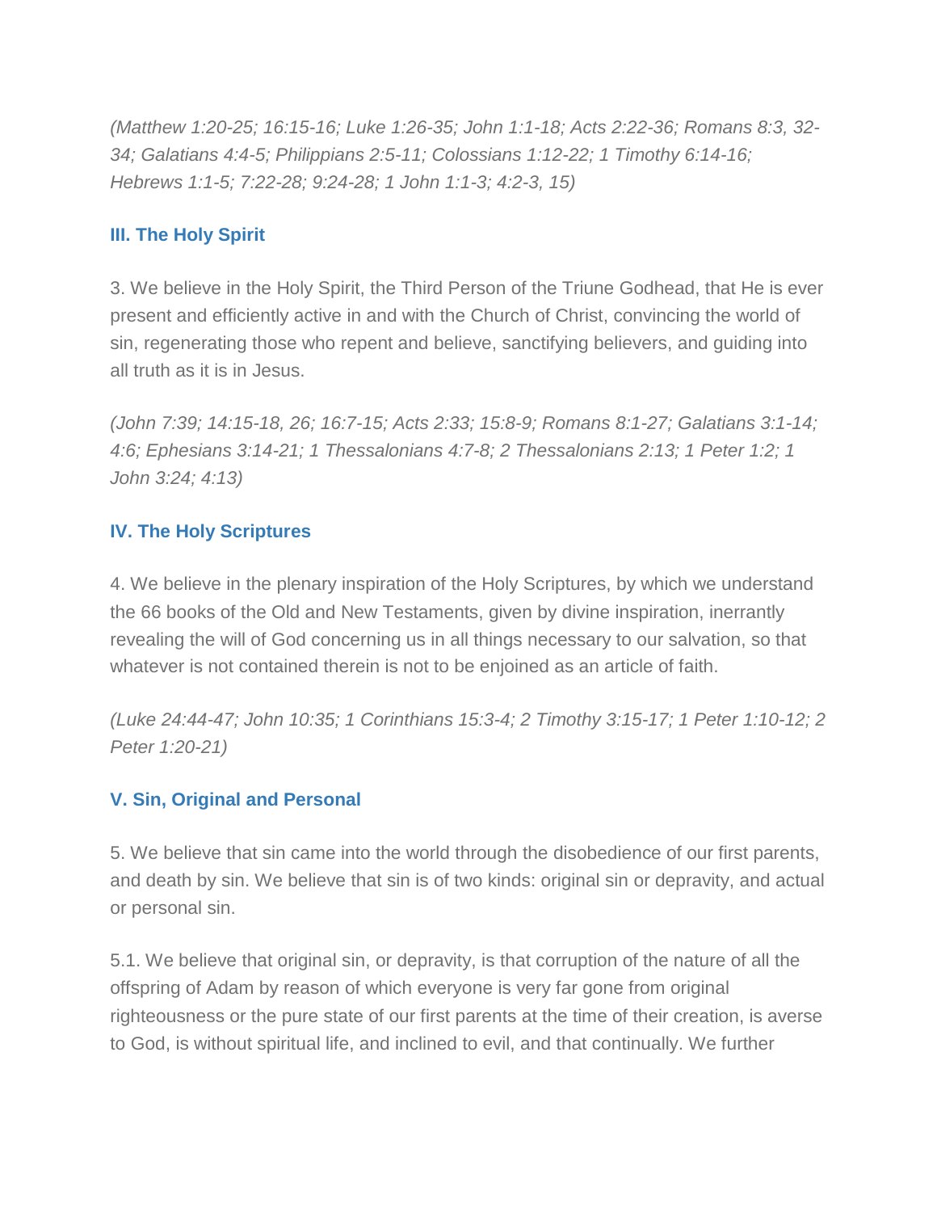*(Matthew 1:20-25; 16:15-16; Luke 1:26-35; John 1:1-18; Acts 2:22-36; Romans 8:3, 32-34; Galatians 4:4-5; Philippians 2:5-11; Colossians 1:12-22; 1 Timothy 6:14-16; Hebrews 1:1-5; 7:22-28; 9:24-28; 1 John 1:1-3; 4:2-3, 15)*

### III. The Holy Spirit

3. We believe in the Holy Spirit, the Third Person of the Triune Godhead, that He is ever present and efficiently active in and with the Church of Christ, convincing the world of sin, regenerating those who repent and believe, sanctifying believers, and guiding into all truth as it is in Jesus.

*(John 7:39; 14:15-18, 26; 16:7-15; Acts 2:33; 15:8-9; Romans 8:1-27; Galatians 3:1-14; 4:6; Ephesians 3:14-21; 1 Thessalonians 4:7-8; 2 Thessalonians 2:13; 1 Peter 1:2; 1 John 3:24; 4:13)*

### IV. The Holy Scriptures

4. We believe in the plenary inspiration of the Holy Scriptures, by which we understand the 66 books of the Old and New Testaments, given by divine inspiration, inerrantly revealing the will of God concerning us in all things necessary to our salvation, so that whatever is not contained therein is not to be enjoined as an article of faith.

*(Luke 24:44-47; John 10:35; 1 Corinthians 15:3-4; 2 Timothy 3:15-17; 1 Peter 1:10-12; 2 Peter 1:20-21)*

### V. Sin, Original and Personal

5. We believe that sin came into the world through the disobedience of our first parents, and death by sin. We believe that sin is of two kinds: original sin or depravity, and actual or personal sin.

5.1. We believe that original sin, or depravity, is that corruption of the nature of all the offspring of Adam by reason of which everyone is very far gone from original righteousness or the pure state of our first parents at the time of their creation, is averse to God, is without spiritual life, and inclined to evil, and that continually. We further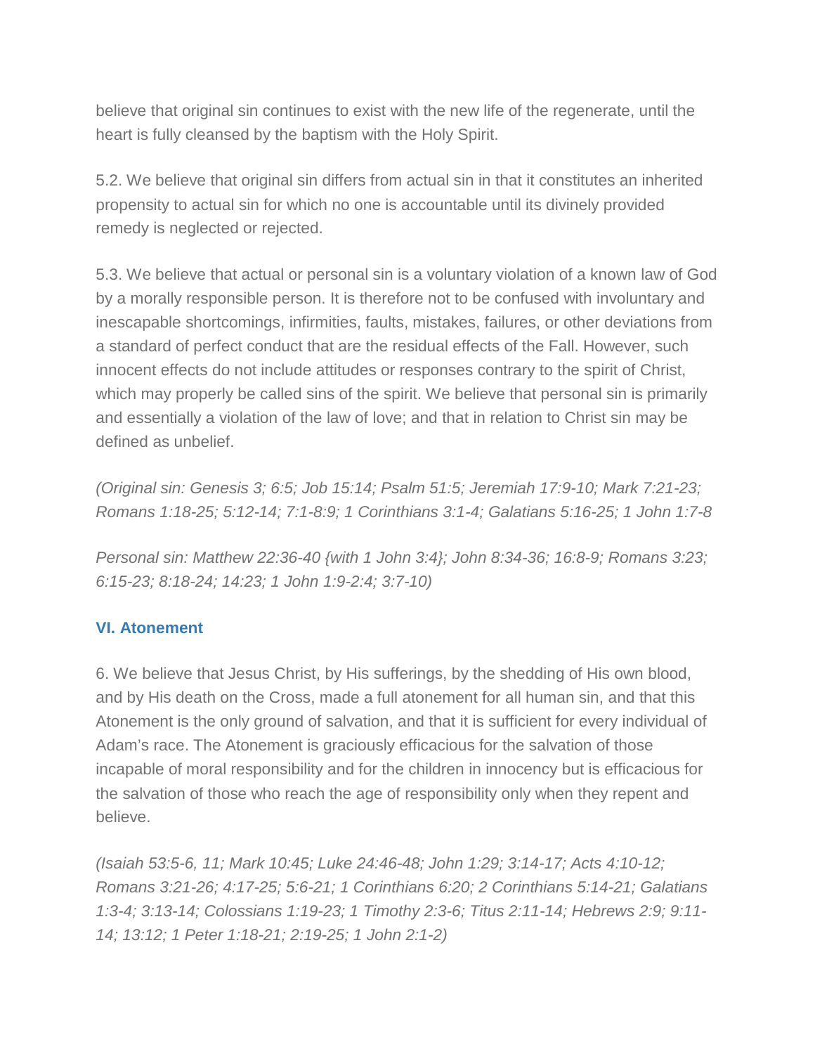believe that original sin continues to exist with the new life of the regenerate, until the heart is fully cleansed by the baptism with the Holy Spirit.

5.2. We believe that original sin differs from actual sin in that it constitutes an inherited propensity to actual sin for which no one is accountable until its divinely provided remedy is neglected or rejected.

5.3. We believe that actual or personal sin is a voluntary violation of a known law of God by a morally responsible person. It is therefore not to be confused with involuntary and inescapable shortcomings, infirmities, faults, mistakes, failures, or other deviations from a standard of perfect conduct that are the residual effects of the Fall. However, such innocent effects do not include attitudes or responses contrary to the spirit of Christ, which may properly be called sins of the spirit. We believe that personal sin is primarily and essentially a violation of the law of love; and that in relation to Christ sin may be defined as unbelief.

*(Original sin: Genesis 3; 6:5; Job 15:14; Psalm 51:5; Jeremiah 17:9-10; Mark 7:21-23; Romans 1:18-25; 5:12-14; 7:1-8:9; 1 Corinthians 3:1-4; Galatians 5:16-25; 1 John 1:7-8*

*Personal sin: Matthew 22:36-40 {with 1 John 3:4}; John 8:34-36; 16:8-9; Romans 3:23; 6:15-23; 8:18-24; 14:23; 1 John 1:9-2:4; 3:7-10)*

### VI. Atonement

6. We believe that Jesus Christ, by His sufferings, by the shedding of His own blood, and by His death on the Cross, made a full atonement for all human sin, and that this Atonement is the only ground of salvation, and that it is sufficient for every individual of Adam's race. The Atonement is graciously efficacious for the salvation of those incapable of moral responsibility and for the children in innocency but is efficacious for the salvation of those who reach the age of responsibility only when they repent and believe.

*(Isaiah 53:5-6, 11; Mark 10:45; Luke 24:46-48; John 1:29; 3:14-17; Acts 4:10-12; Romans 3:21-26; 4:17-25; 5:6-21; 1 Corinthians 6:20; 2 Corinthians 5:14-21; Galatians 1:3-4; 3:13-14; Colossians 1:19-23; 1 Timothy 2:3-6; Titus 2:11-14; Hebrews 2:9; 9:11-14; 13:12; 1 Peter 1:18-21; 2:19-25; 1 John 2:1-2)*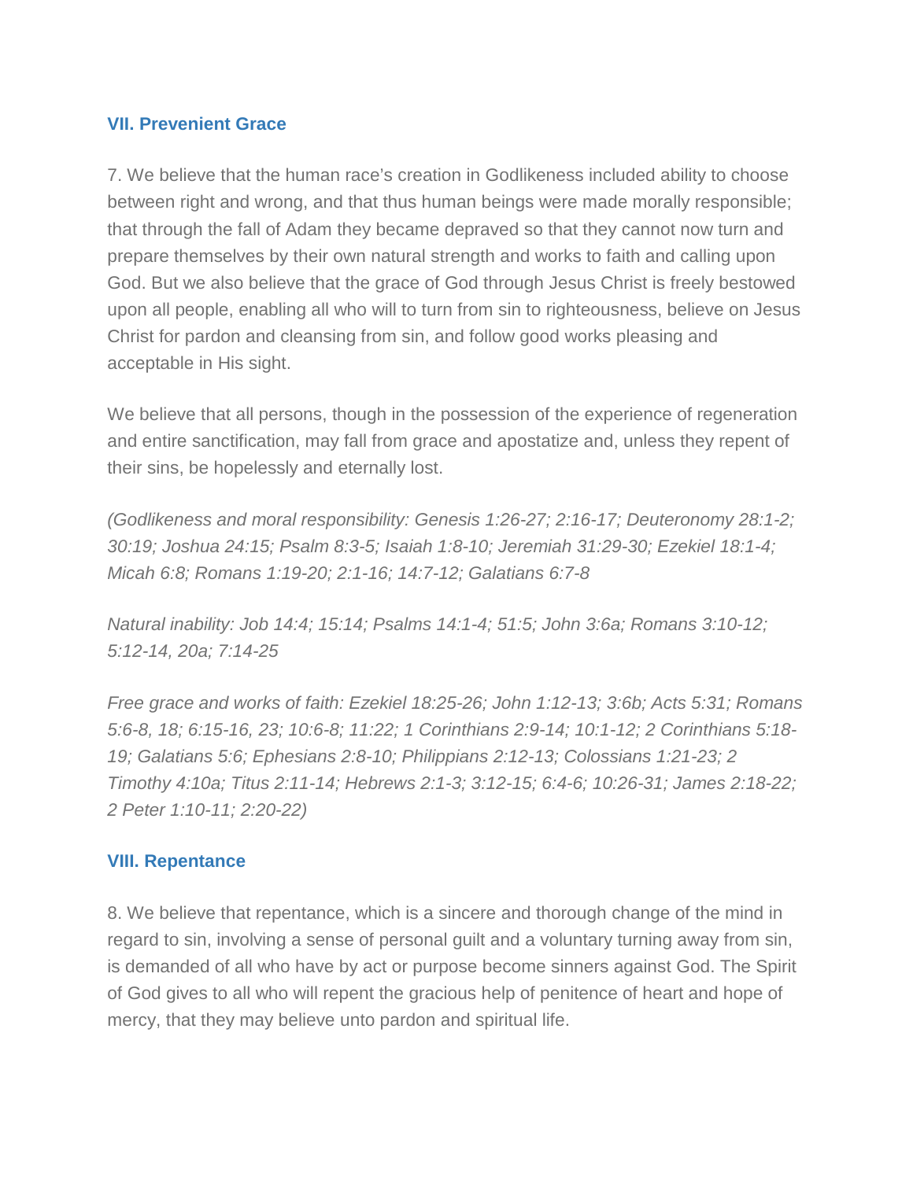### VII. Prevenient Grace

7. We believe that the human race's creation in Godlikeness included ability to choose between right and wrong, and that thus human beings were made morally responsible; that through the fall of Adam they became depraved so that they cannot now turn and prepare themselves by their own natural strength and works to faith and calling upon God. But we also believe that the grace of God through Jesus Christ is freely bestowed upon all people, enabling all who will to turn from sin to righteousness, believe on Jesus Christ for pardon and cleansing from sin, and follow good works pleasing and acceptable in His sight.

We believe that all persons, though in the possession of the experience of regeneration and entire sanctification, may fall from grace and apostatize and, unless they repent of their sins, be hopelessly and eternally lost.

*(Godlikeness and moral responsibility: Genesis 1:26-27; 2:16-17; Deuteronomy 28:1-2; 30:19; Joshua 24:15; Psalm 8:3-5; Isaiah 1:8-10; Jeremiah 31:29-30; Ezekiel 18:1-4; Micah 6:8; Romans 1:19-20; 2:1-16; 14:7-12; Galatians 6:7-8*

*Natural inability: Job 14:4; 15:14; Psalms 14:1-4; 51:5; John 3:6a; Romans 3:10-12; 5:12-14, 20a; 7:14-25*

*Free grace and works of faith: Ezekiel 18:25-26; John 1:12-13; 3:6b; Acts 5:31; Romans 5:6-8, 18; 6:15-16, 23; 10:6-8; 11:22; 1 Corinthians 2:9-14; 10:1-12; 2 Corinthians 5:18-19; Galatians 5:6; Ephesians 2:8-10; Philippians 2:12-13; Colossians 1:21-23; 2 Timothy 4:10a; Titus 2:11-14; Hebrews 2:1-3; 3:12-15; 6:4-6; 10:26-31; James 2:18-22; 2 Peter 1:10-11; 2:20-22)*

### VIII. Repentance

8. We believe that repentance, which is a sincere and thorough change of the mind in regard to sin, involving a sense of personal guilt and a voluntary turning away from sin, is demanded of all who have by act or purpose become sinners against God. The Spirit of God gives to all who will repent the gracious help of penitence of heart and hope of mercy, that they may believe unto pardon and spiritual life.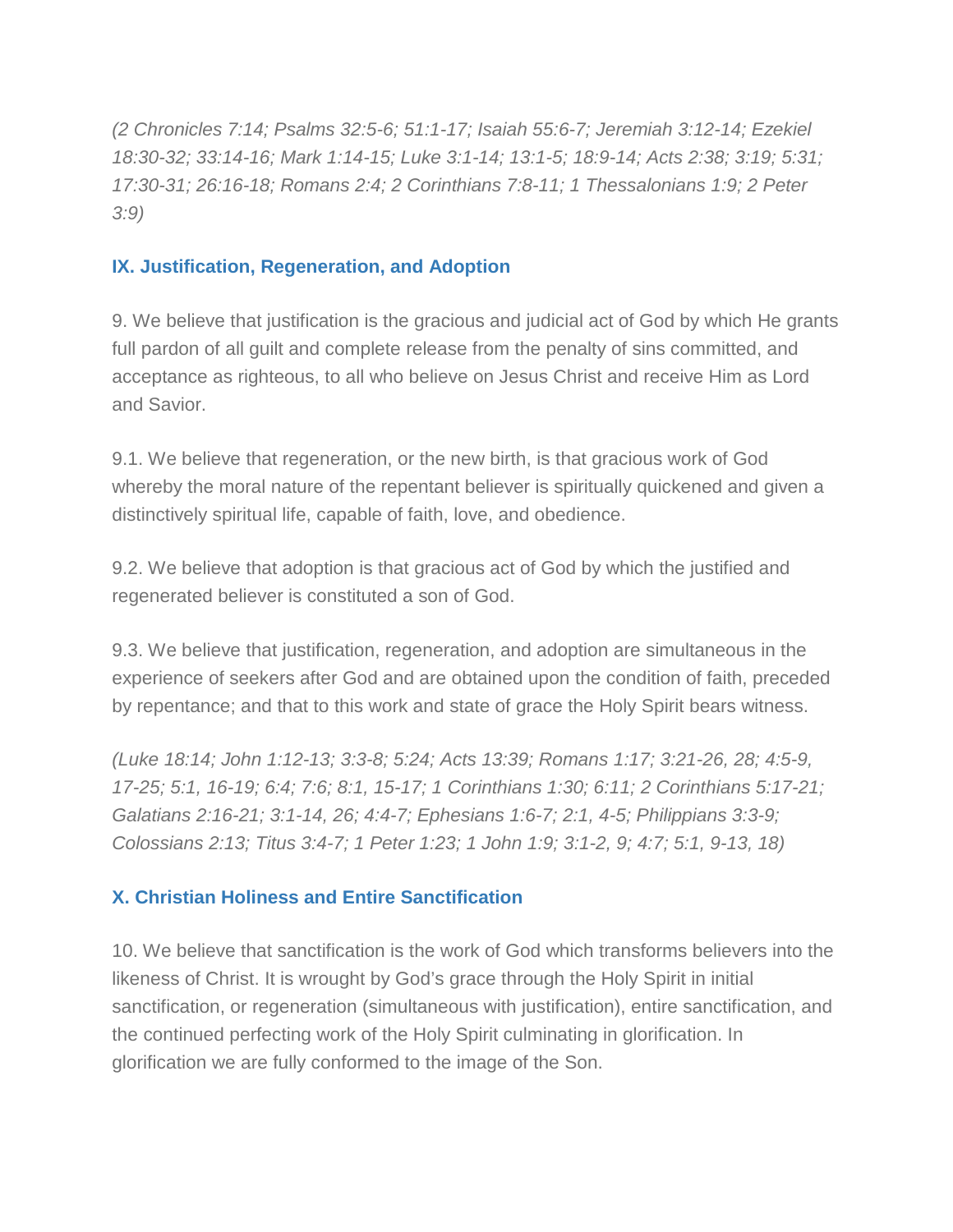*(2 Chronicles 7:14; Psalms 32:5-6; 51:1-17; Isaiah 55:6-7; Jeremiah 3:12-14; Ezekiel 18:30-32; 33:14-16; Mark 1:14-15; Luke 3:1-14; 13:1-5; 18:9-14; Acts 2:38; 3:19; 5:31; 17:30-31; 26:16-18; Romans 2:4; 2 Corinthians 7:8-11; 1 Thessalonians 1:9; 2 Peter 3:9)*

### IX. Justification, Regeneration, and Adoption

9. We believe that justification is the gracious and judicial act of God by which He grants full pardon of all guilt and complete release from the penalty of sins committed, and acceptance as righteous, to all who believe on Jesus Christ and receive Him as Lord and Savior.

9.1. We believe that regeneration, or the new birth, is that gracious work of God whereby the moral nature of the repentant believer is spiritually quickened and given a distinctively spiritual life, capable of faith, love, and obedience.

9.2. We believe that adoption is that gracious act of God by which the justified and regenerated believer is constituted a son of God.

9.3. We believe that justification, regeneration, and adoption are simultaneous in the experience of seekers after God and are obtained upon the condition of faith, preceded by repentance; and that to this work and state of grace the Holy Spirit bears witness.

*(Luke 18:14; John 1:12-13; 3:3-8; 5:24; Acts 13:39; Romans 1:17; 3:21-26, 28; 4:5-9, 17-25; 5:1, 16-19; 6:4; 7:6; 8:1, 15-17; 1 Corinthians 1:30; 6:11; 2 Corinthians 5:17-21; Galatians 2:16-21; 3:1-14, 26; 4:4-7; Ephesians 1:6-7; 2:1, 4-5; Philippians 3:3-9; Colossians 2:13; Titus 3:4-7; 1 Peter 1:23; 1 John 1:9; 3:1-2, 9; 4:7; 5:1, 9-13, 18)*

### X. Christian Holiness and Entire Sanctification

10. We believe that sanctification is the work of God which transforms believers into the likeness of Christ. It is wrought by God's grace through the Holy Spirit in initial sanctification, or regeneration (simultaneous with justification), entire sanctification, and the continued perfecting work of the Holy Spirit culminating in glorification. In glorification we are fully conformed to the image of the Son.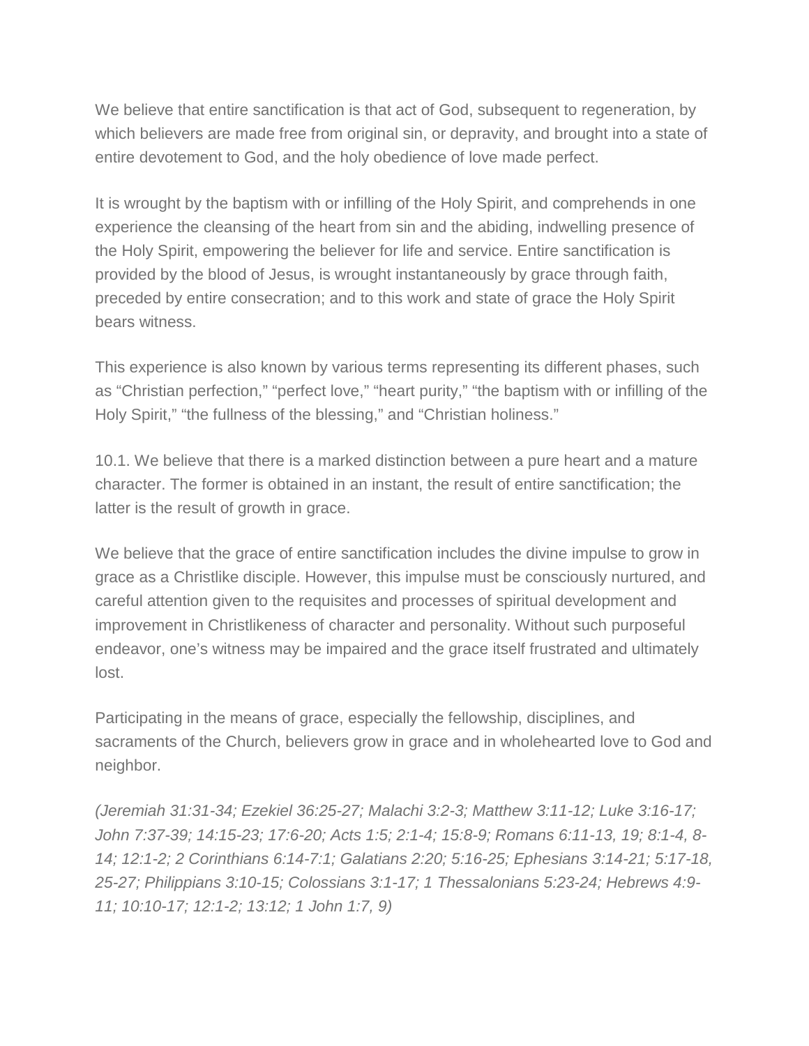We believe that entire sanctification is that act of God, subsequent to regeneration, by which believers are made free from original sin, or depravity, and brought into a state of entire devotement to God, and the holy obedience of love made perfect.

It is wrought by the baptism with or infilling of the Holy Spirit, and comprehends in one experience the cleansing of the heart from sin and the abiding, indwelling presence of the Holy Spirit, empowering the believer for life and service. Entire sanctification is provided by the blood of Jesus, is wrought instantaneously by grace through faith, preceded by entire consecration; and to this work and state of grace the Holy Spirit bears witness.

This experience is also known by various terms representing its different phases, such as "Christian perfection," "perfect love," "heart purity," "the baptism with or infilling of the Holy Spirit," "the fullness of the blessing," and "Christian holiness."

10.1. We believe that there is a marked distinction between a pure heart and a mature character. The former is obtained in an instant, the result of entire sanctification; the latter is the result of growth in grace.

We believe that the grace of entire sanctification includes the divine impulse to grow in grace as a Christlike disciple. However, this impulse must be consciously nurtured, and careful attention given to the requisites and processes of spiritual development and improvement in Christlikeness of character and personality. Without such purposeful endeavor, one's witness may be impaired and the grace itself frustrated and ultimately lost.

Participating in the means of grace, especially the fellowship, disciplines, and sacraments of the Church, believers grow in grace and in wholehearted love to God and neighbor.

*(Jeremiah 31:31-34; Ezekiel 36:25-27; Malachi 3:2-3; Matthew 3:11-12; Luke 3:16-17; John 7:37-39; 14:15-23; 17:6-20; Acts 1:5; 2:1-4; 15:8-9; Romans 6:11-13, 19; 8:1-4, 8-14; 12:1-2; 2 Corinthians 6:14-7:1; Galatians 2:20; 5:16-25; Ephesians 3:14-21; 5:17-18, 25-27; Philippians 3:10-15; Colossians 3:1-17; 1 Thessalonians 5:23-24; Hebrews 4:9-11; 10:10-17; 12:1-2; 13:12; 1 John 1:7, 9)*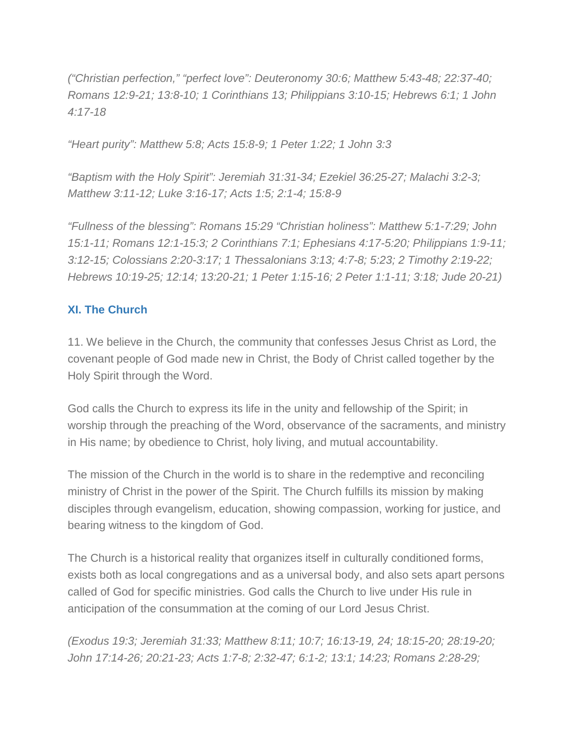*("Christian perfection," "perfect love": Deuteronomy 30:6; Matthew 5:43-48; 22:37-40; Romans 12:9-21; 13:8-10; 1 Corinthians 13; Philippians 3:10-15; Hebrews 6:1; 1 John 4:17-18*

*"Heart purity": Matthew 5:8; Acts 15:8-9; 1 Peter 1:22; 1 John 3:3*

*"Baptism with the Holy Spirit": Jeremiah 31:31-34; Ezekiel 36:25-27; Malachi 3:2-3; Matthew 3:11-12; Luke 3:16-17; Acts 1:5; 2:1-4; 15:8-9*

*"Fullness of the blessing": Romans 15:29 "Christian holiness": Matthew 5:1-7:29; John 15:1-11; Romans 12:1-15:3; 2 Corinthians 7:1; Ephesians 4:17-5:20; Philippians 1:9-11; 3:12-15; Colossians 2:20-3:17; 1 Thessalonians 3:13; 4:7-8; 5:23; 2 Timothy 2:19-22; Hebrews 10:19-25; 12:14; 13:20-21; 1 Peter 1:15-16; 2 Peter 1:1-11; 3:18; Jude 20-21)*

## XI. The Church

11. We believe in the Church, the community that confesses Jesus Christ as Lord, the covenant people of God made new in Christ, the Body of Christ called together by the Holy Spirit through the Word.

God calls the Church to express its life in the unity and fellowship of the Spirit; in worship through the preaching of the Word, observance of the sacraments, and ministry in His name; by obedience to Christ, holy living, and mutual accountability.

The mission of the Church in the world is to share in the redemptive and reconciling ministry of Christ in the power of the Spirit. The Church fulfills its mission by making disciples through evangelism, education, showing compassion, working for justice, and bearing witness to the kingdom of God.

The Church is a historical reality that organizes itself in culturally conditioned forms, exists both as local congregations and as a universal body, and also sets apart persons called of God for specific ministries. God calls the Church to live under His rule in anticipation of the consummation at the coming of our Lord Jesus Christ.

*(Exodus 19:3; Jeremiah 31:33; Matthew 8:11; 10:7; 16:13-19, 24; 18:15-20; 28:19-20; John 17:14-26; 20:21-23; Acts 1:7-8; 2:32-47; 6:1-2; 13:1; 14:23; Romans 2:28-29;*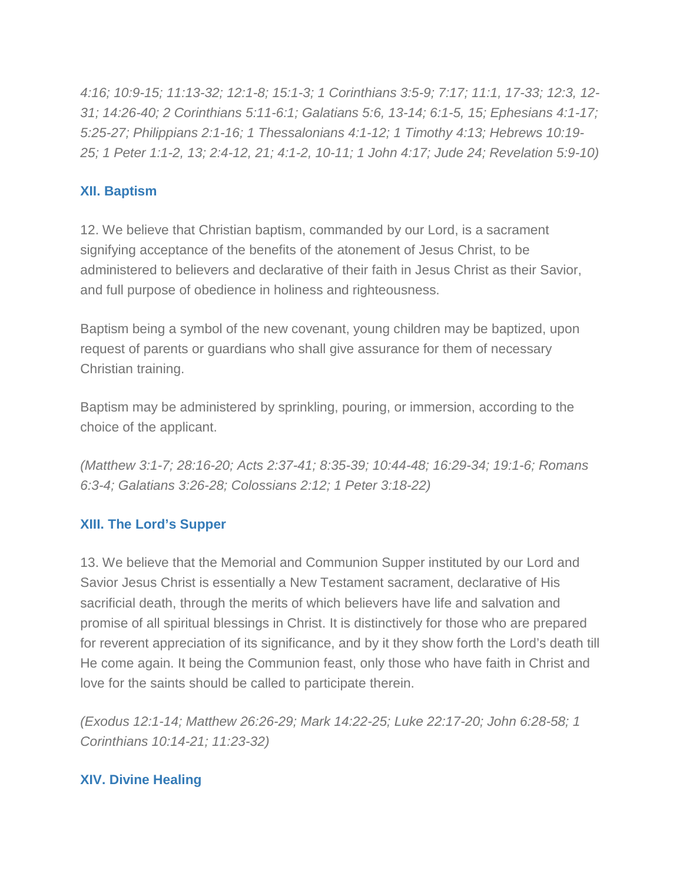*4:16; 10:9-15; 11:13-32; 12:1-8; 15:1-3; 1 Corinthians 3:5-9; 7:17; 11:1, 17-33; 12:3, 12-31; 14:26-40; 2 Corinthians 5:11-6:1; Galatians 5:6, 13-14; 6:1-5, 15; Ephesians 4:1-17; 5:25-27; Philippians 2:1-16; 1 Thessalonians 4:1-12; 1 Timothy 4:13; Hebrews 10:19-25; 1 Peter 1:1-2, 13; 2:4-12, 21; 4:1-2, 10-11; 1 John 4:17; Jude 24; Revelation 5:9-10)*

### XII. Baptism

12. We believe that Christian baptism, commanded by our Lord, is a sacrament signifying acceptance of the benefits of the atonement of Jesus Christ, to be administered to believers and declarative of their faith in Jesus Christ as their Savior, and full purpose of obedience in holiness and righteousness.

Baptism being a symbol of the new covenant, young children may be baptized, upon request of parents or guardians who shall give assurance for them of necessary Christian training.

Baptism may be administered by sprinkling, pouring, or immersion, according to the choice of the applicant.

*(Matthew 3:1-7; 28:16-20; Acts 2:37-41; 8:35-39; 10:44-48; 16:29-34; 19:1-6; Romans 6:3-4; Galatians 3:26-28; Colossians 2:12; 1 Peter 3:18-22)*

### XIII. The Lord's Supper

13. We believe that the Memorial and Communion Supper instituted by our Lord and Savior Jesus Christ is essentially a New Testament sacrament, declarative of His sacrificial death, through the merits of which believers have life and salvation and promise of all spiritual blessings in Christ. It is distinctively for those who are prepared for reverent appreciation of its significance, and by it they show forth the Lord's death till He come again. It being the Communion feast, only those who have faith in Christ and love for the saints should be called to participate therein.

*(Exodus 12:1-14; Matthew 26:26-29; Mark 14:22-25; Luke 22:17-20; John 6:28-58; 1 Corinthians 10:14-21; 11:23-32)*

### XIV. Divine Healing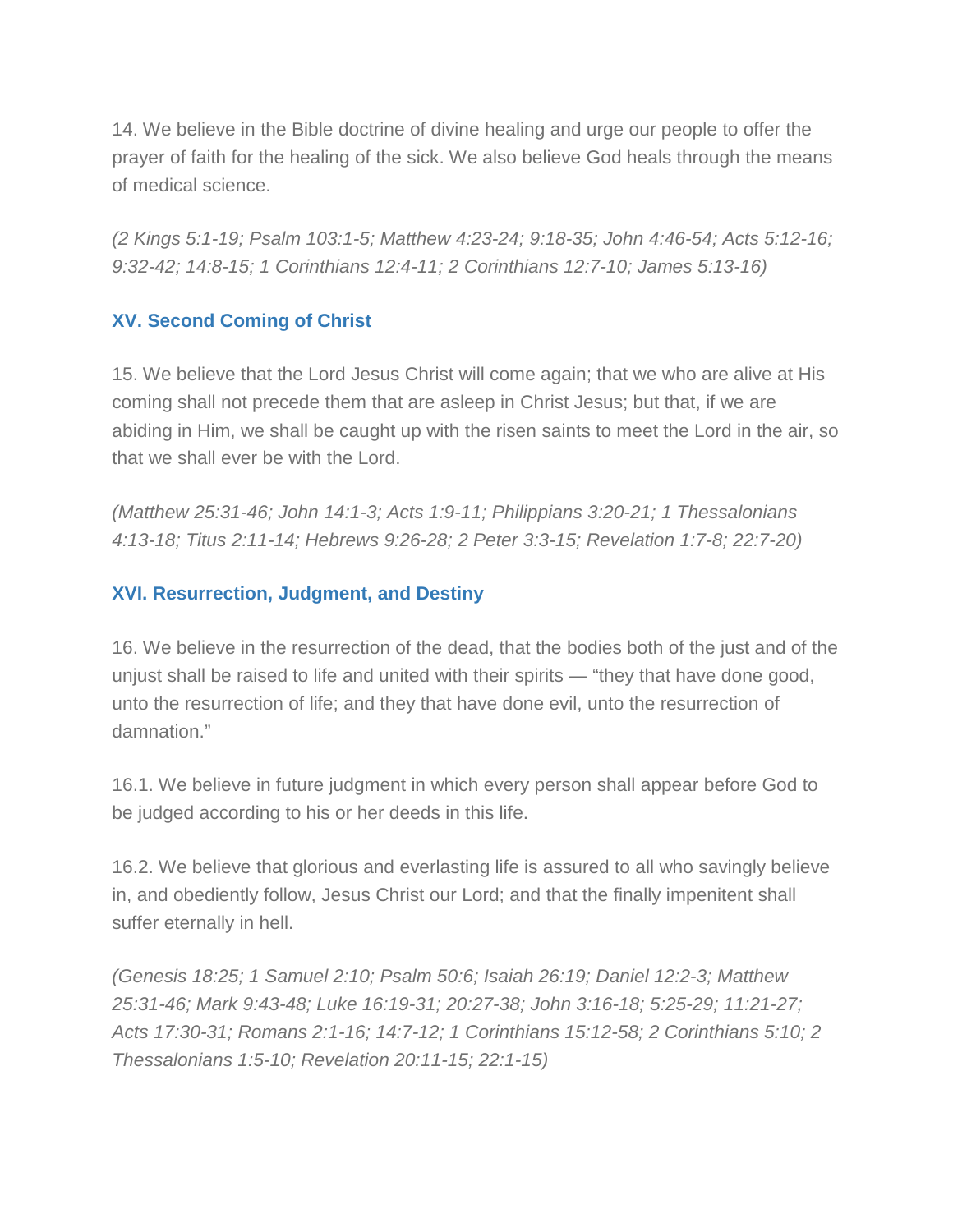14. We believe in the Bible doctrine of divine healing and urge our people to offer the prayer of faith for the healing of the sick. We also believe God heals through the means of medical science.

*(2 Kings 5:1-19; Psalm 103:1-5; Matthew 4:23-24; 9:18-35; John 4:46-54; Acts 5:12-16; 9:32-42; 14:8-15; 1 Corinthians 12:4-11; 2 Corinthians 12:7-10; James 5:13-16)*

### XV. Second Coming of Christ

15. We believe that the Lord Jesus Christ will come again; that we who are alive at His coming shall not precede them that are asleep in Christ Jesus; but that, if we are abiding in Him, we shall be caught up with the risen saints to meet the Lord in the air, so that we shall ever be with the Lord.

*(Matthew 25:31-46; John 14:1-3; Acts 1:9-11; Philippians 3:20-21; 1 Thessalonians 4:13-18; Titus 2:11-14; Hebrews 9:26-28; 2 Peter 3:3-15; Revelation 1:7-8; 22:7-20)*

### XVI. Resurrection, Judgment, and Destiny

16. We believe in the resurrection of the dead, that the bodies both of the just and of the unjust shall be raised to life and united with their spirits — "they that have done good, unto the resurrection of life; and they that have done evil, unto the resurrection of damnation."

16.1. We believe in future judgment in which every person shall appear before God to be judged according to his or her deeds in this life.

16.2. We believe that glorious and everlasting life is assured to all who savingly believe in, and obediently follow, Jesus Christ our Lord; and that the finally impenitent shall suffer eternally in hell.

*(Genesis 18:25; 1 Samuel 2:10; Psalm 50:6; Isaiah 26:19; Daniel 12:2-3; Matthew 25:31-46; Mark 9:43-48; Luke 16:19-31; 20:27-38; John 3:16-18; 5:25-29; 11:21-27; Acts 17:30-31; Romans 2:1-16; 14:7-12; 1 Corinthians 15:12-58; 2 Corinthians 5:10; 2 Thessalonians 1:5-10; Revelation 20:11-15; 22:1-15)*